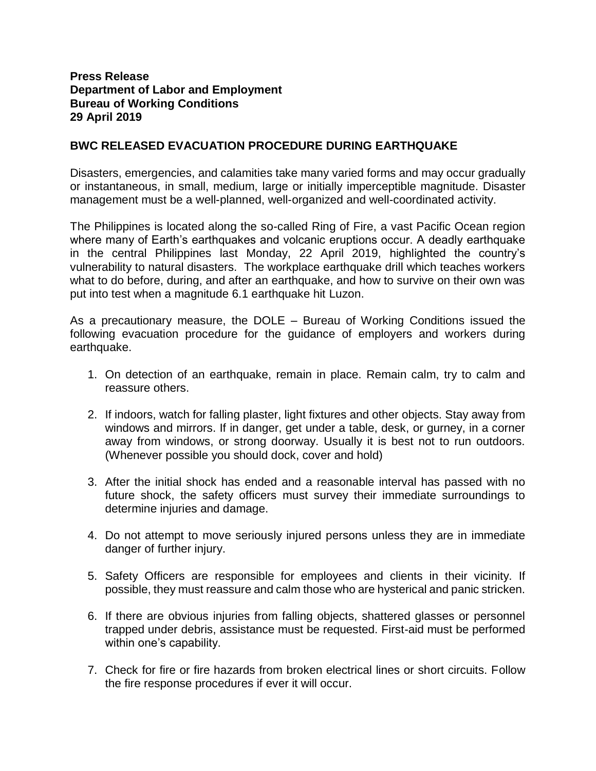**Press Release**
**Department of Labor and Employment**
**Bureau of Working Conditions**
**29 April 2019**

## BWC RELEASED EVACUATION PROCEDURE DURING EARTHQUAKE

Disasters, emergencies, and calamities take many varied forms and may occur gradually or instantaneous, in small, medium, large or initially imperceptible magnitude. Disaster management must be a well-planned, well-organized and well-coordinated activity.

The Philippines is located along the so-called Ring of Fire, a vast Pacific Ocean region where many of Earth's earthquakes and volcanic eruptions occur. A deadly earthquake in the central Philippines last Monday, 22 April 2019, highlighted the country's vulnerability to natural disasters. The workplace earthquake drill which teaches workers what to do before, during, and after an earthquake, and how to survive on their own was put into test when a magnitude 6.1 earthquake hit Luzon.

As a precautionary measure, the DOLE – Bureau of Working Conditions issued the following evacuation procedure for the guidance of employers and workers during earthquake.

1. On detection of an earthquake, remain in place. Remain calm, try to calm and reassure others.

2. If indoors, watch for falling plaster, light fixtures and other objects. Stay away from windows and mirrors. If in danger, get under a table, desk, or gurney, in a corner away from windows, or strong doorway. Usually it is best not to run outdoors. (Whenever possible you should dock, cover and hold)

3. After the initial shock has ended and a reasonable interval has passed with no future shock, the safety officers must survey their immediate surroundings to determine injuries and damage.

4. Do not attempt to move seriously injured persons unless they are in immediate danger of further injury.

5. Safety Officers are responsible for employees and clients in their vicinity. If possible, they must reassure and calm those who are hysterical and panic stricken.

6. If there are obvious injuries from falling objects, shattered glasses or personnel trapped under debris, assistance must be requested. First-aid must be performed within one's capability.

7. Check for fire or fire hazards from broken electrical lines or short circuits. Follow the fire response procedures if ever it will occur.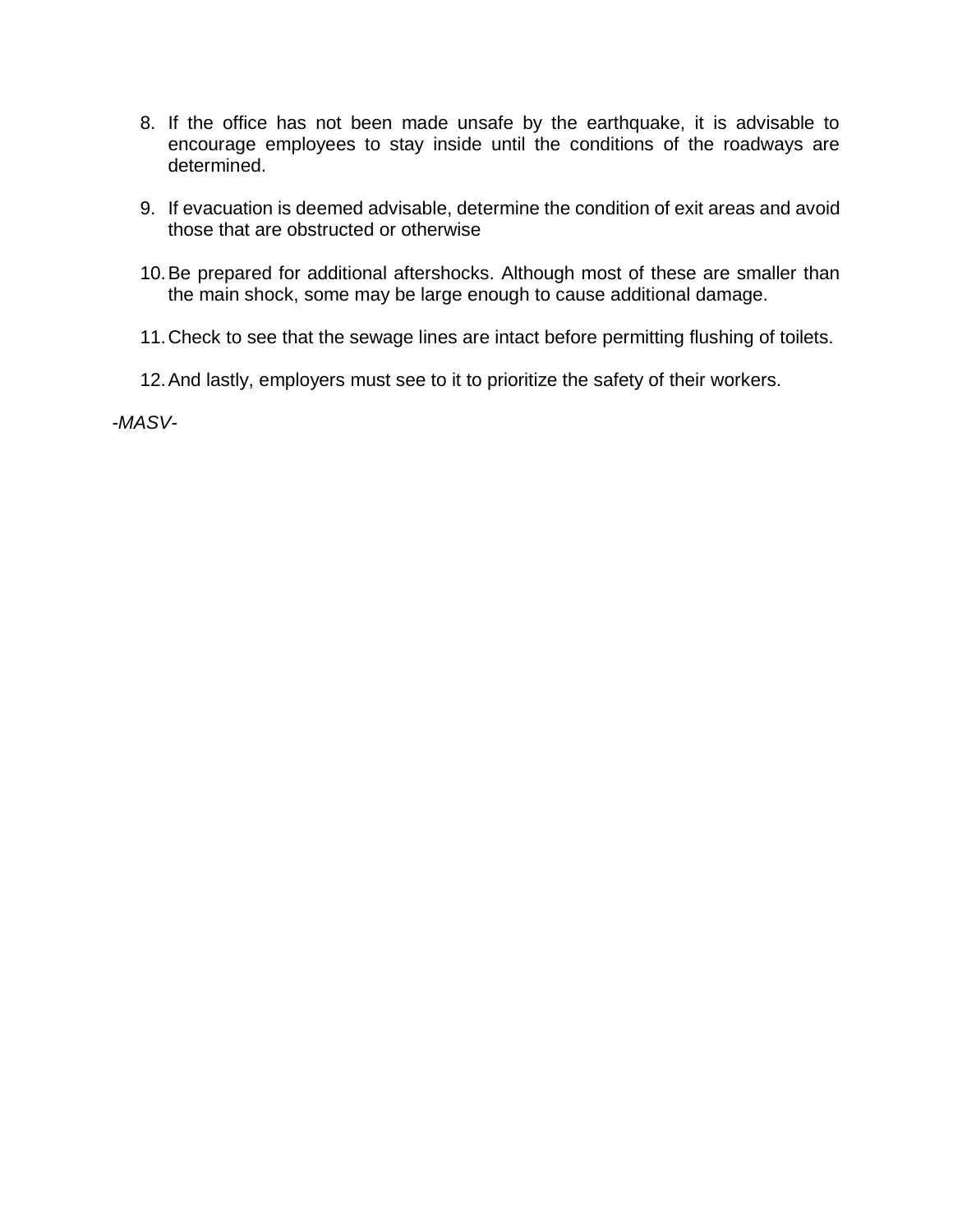8. If the office has not been made unsafe by the earthquake, it is advisable to encourage employees to stay inside until the conditions of the roadways are determined.

9. If evacuation is deemed advisable, determine the condition of exit areas and avoid those that are obstructed or otherwise

10. Be prepared for additional aftershocks. Although most of these are smaller than the main shock, some may be large enough to cause additional damage.

11. Check to see that the sewage lines are intact before permitting flushing of toilets.

12. And lastly, employers must see to it to prioritize the safety of their workers.

*-MASV-*